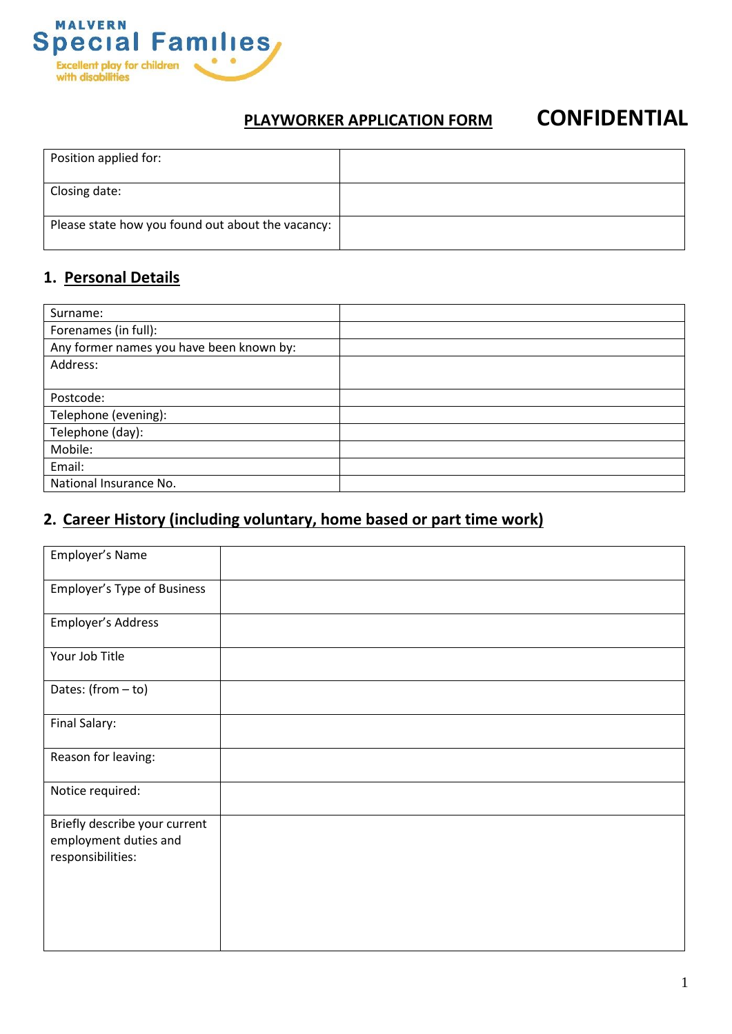MALVERN
Special Families
Excellent play for children with disabilities

## PLAYWORKER APPLICATION FORM

**CONFIDENTIAL**

| | |
|---|---|
| Position applied for: | |
| Closing date: | |
| Please state how you found out about the vacancy: | |

## 1. Personal Details

| | |
|---|---|
| Surname: | |
| Forenames (in full): | |
| Any former names you have been known by: | |
| Address: | |
| Postcode: | |
| Telephone (evening): | |
| Telephone (day): | |
| Mobile: | |
| Email: | |
| National Insurance No. | |

## 2. Career History (including voluntary, home based or part time work)

| | |
|---|---|
| Employer's Name | |
| Employer's Type of Business | |
| Employer's Address | |
| Your Job Title | |
| Dates: (from – to) | |
| Final Salary: | |
| Reason for leaving: | |
| Notice required: | |
| Briefly describe your current employment duties and responsibilities: | |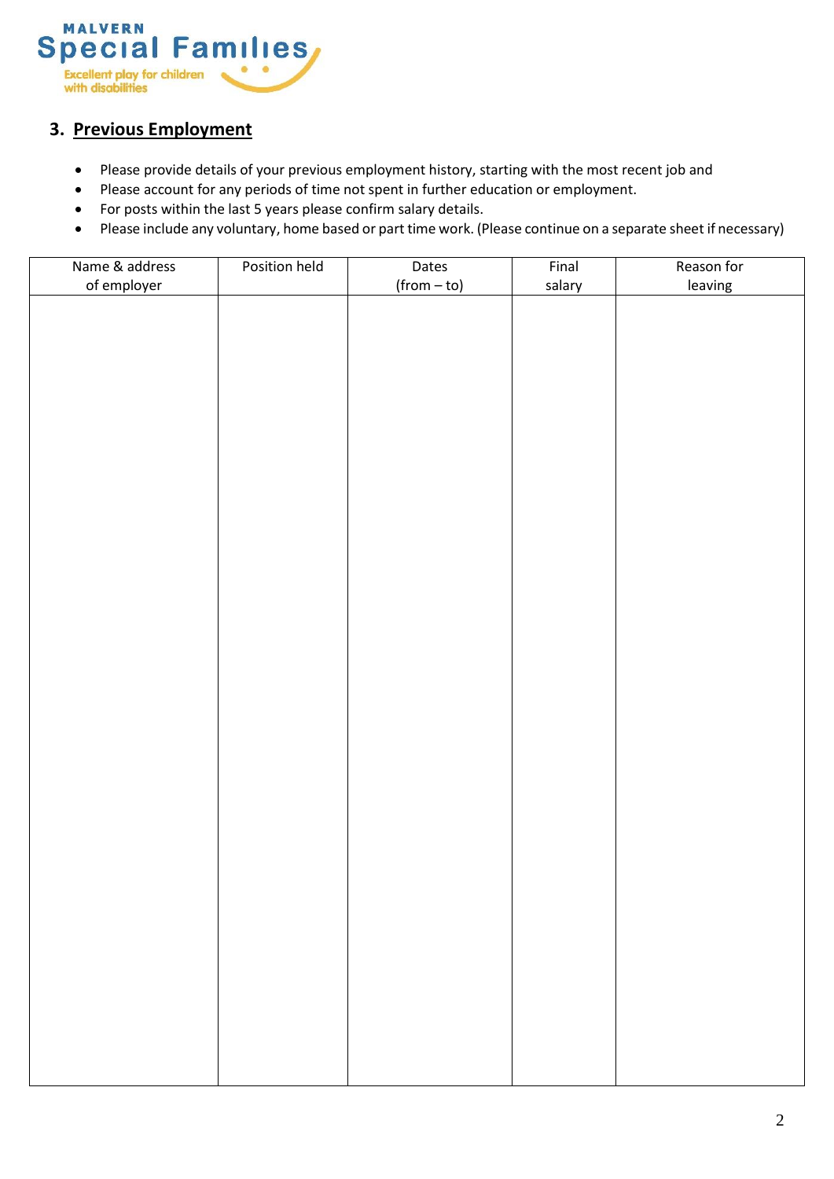## 3. Previous Employment

- Please provide details of your previous employment history, starting with the most recent job and
- Please account for any periods of time not spent in further education or employment.
- For posts within the last 5 years please confirm salary details.
- Please include any voluntary, home based or part time work. (Please continue on a separate sheet if necessary)

| Name & address of employer | Position held | Dates (from – to) | Final salary | Reason for leaving |
| --- | --- | --- | --- | --- |
| | | | | |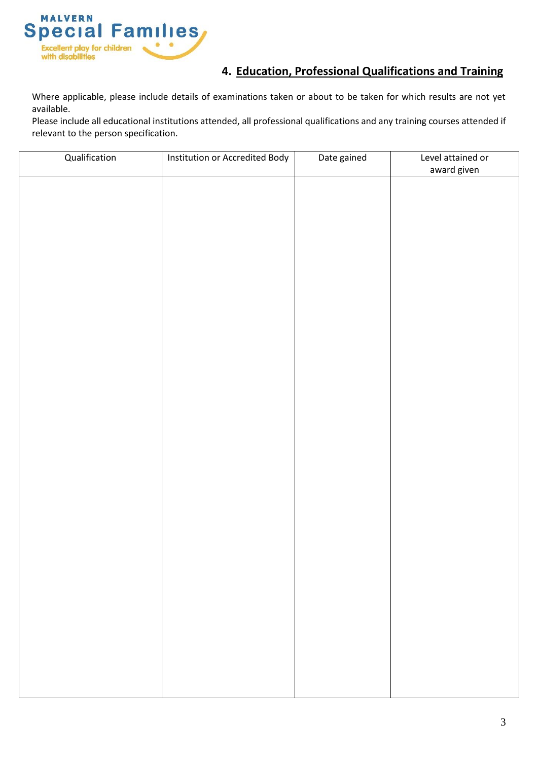## 4. Education, Professional Qualifications and Training

Where applicable, please include details of examinations taken or about to be taken for which results are not yet available.
Please include all educational institutions attended, all professional qualifications and any training courses attended if relevant to the person specification.

| Qualification | Institution or Accredited Body | Date gained | Level attained or award given |
|---|---|---|---|
| | | | |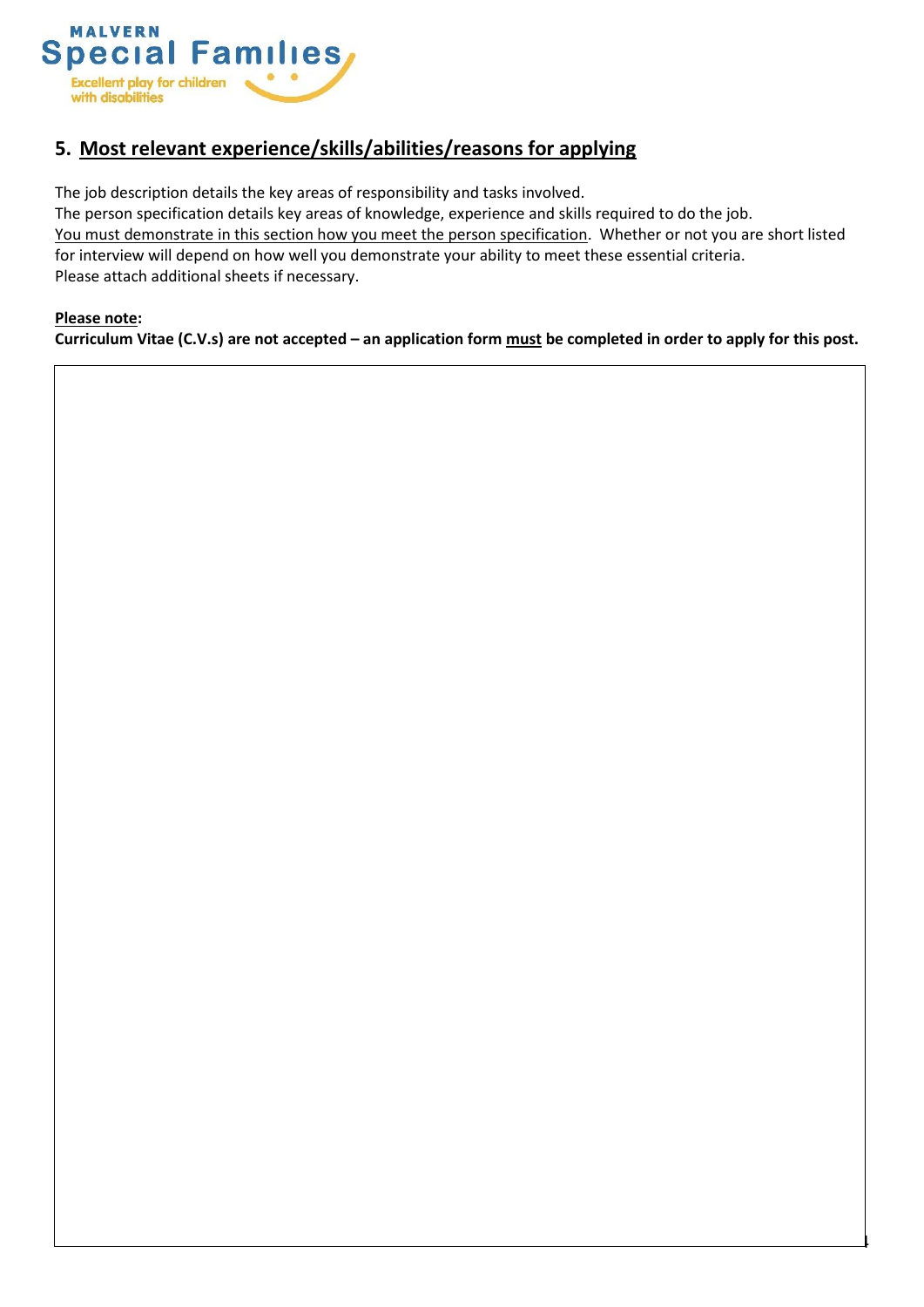## 5. Most relevant experience/skills/abilities/reasons for applying

The job description details the key areas of responsibility and tasks involved.
The person specification details key areas of knowledge, experience and skills required to do the job.
You must demonstrate in this section how you meet the person specification. Whether or not you are short listed for interview will depend on how well you demonstrate your ability to meet these essential criteria.
Please attach additional sheets if necessary.

**Please note:**
**Curriculum Vitae (C.V.s) are not accepted – an application form must be completed in order to apply for this post.**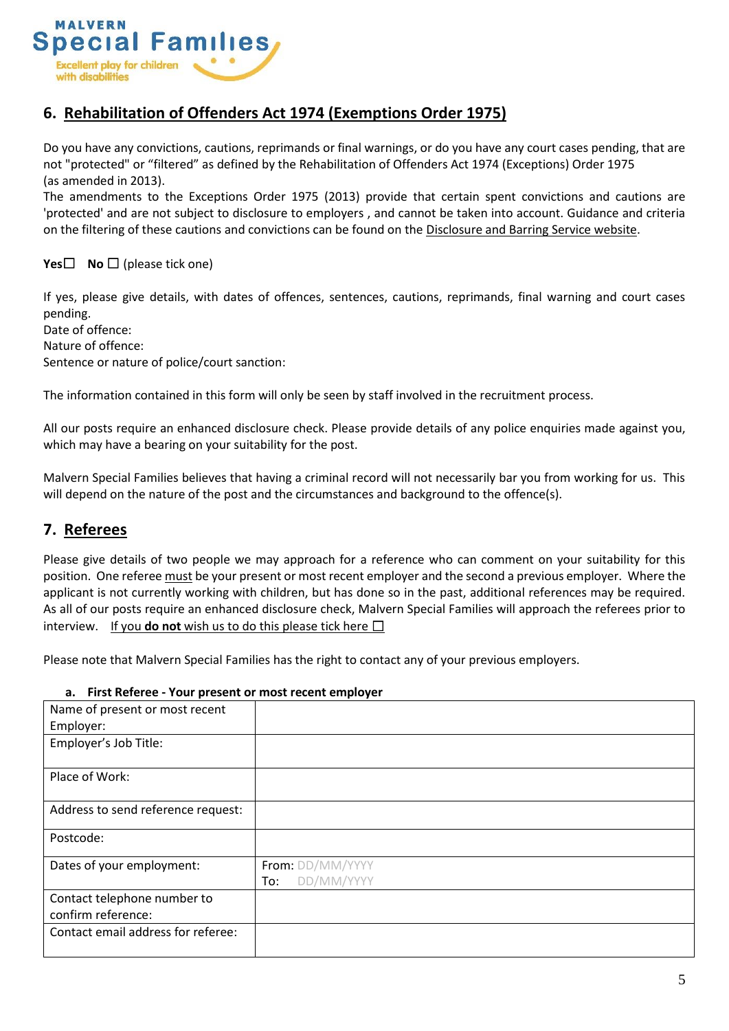## 6. Rehabilitation of Offenders Act 1974 (Exemptions Order 1975)

Do you have any convictions, cautions, reprimands or final warnings, or do you have any court cases pending, that are not "protected" or "filtered" as defined by the Rehabilitation of Offenders Act 1974 (Exceptions) Order 1975 (as amended in 2013).

The amendments to the Exceptions Order 1975 (2013) provide that certain spent convictions and cautions are 'protected' and are not subject to disclosure to employers , and cannot be taken into account. Guidance and criteria on the filtering of these cautions and convictions can be found on the Disclosure and Barring Service website.

**Yes**☐ **No** ☐ (please tick one)

If yes, please give details, with dates of offences, sentences, cautions, reprimands, final warning and court cases pending.

Date of offence:

Nature of offence:

Sentence or nature of police/court sanction:

The information contained in this form will only be seen by staff involved in the recruitment process.

All our posts require an enhanced disclosure check. Please provide details of any police enquiries made against you, which may have a bearing on your suitability for the post.

Malvern Special Families believes that having a criminal record will not necessarily bar you from working for us. This will depend on the nature of the post and the circumstances and background to the offence(s).

## 7. Referees

Please give details of two people we may approach for a reference who can comment on your suitability for this position. One referee must be your present or most recent employer and the second a previous employer. Where the applicant is not currently working with children, but has done so in the past, additional references may be required. As all of our posts require an enhanced disclosure check, Malvern Special Families will approach the referees prior to interview. If you **do not** wish us to do this please tick here ☐

Please note that Malvern Special Families has the right to contact any of your previous employers.

### a. First Referee - Your present or most recent employer

| | |
|---|---|
| Name of present or most recent Employer: | |
| Employer's Job Title: | |
| Place of Work: | |
| Address to send reference request: | |
| Postcode: | |
| Dates of your employment: | From: DD/MM/YYYY<br>To: DD/MM/YYYY |
| Contact telephone number to confirm reference: | |
| Contact email address for referee: | |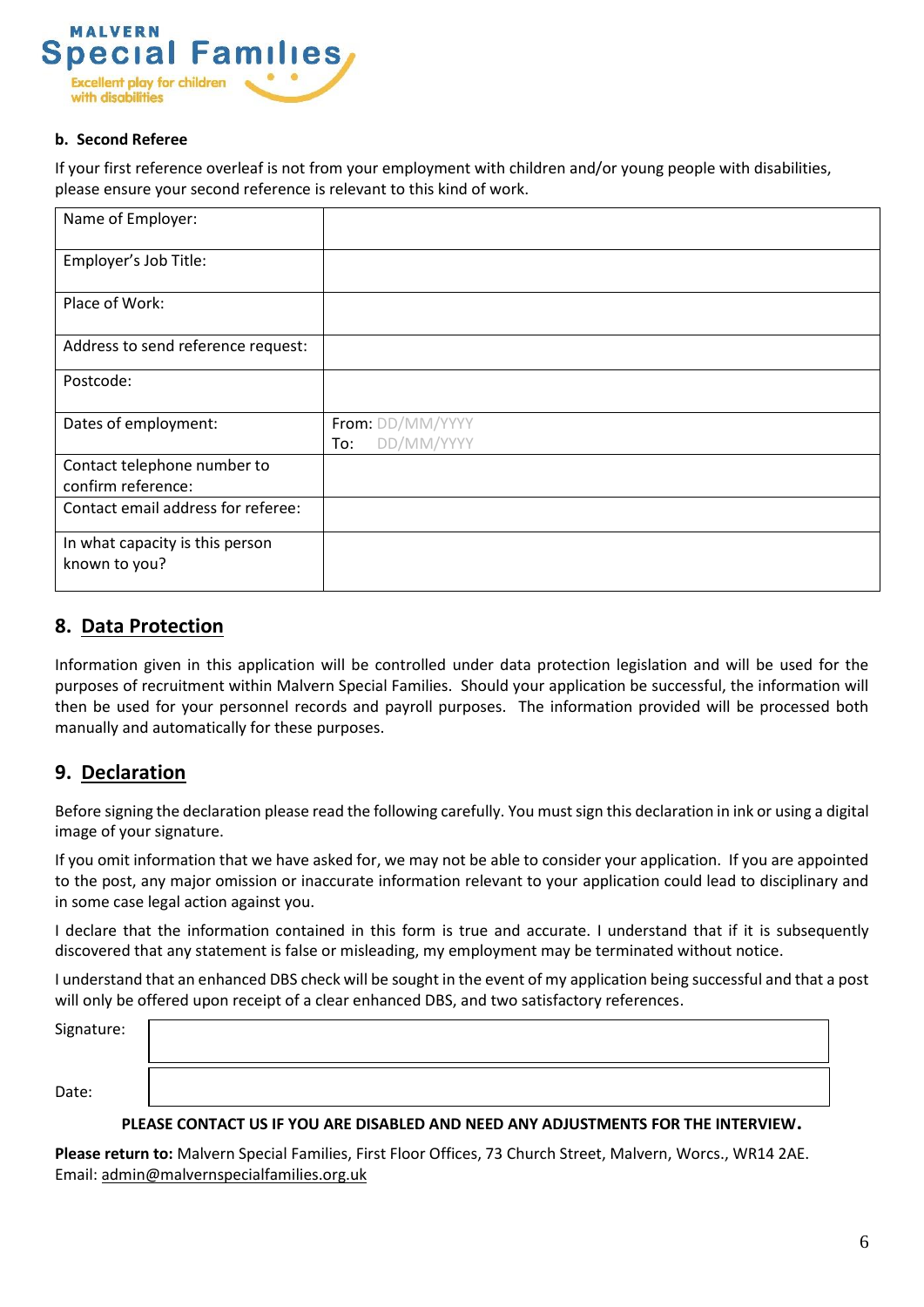MALVERN
Special Families
Excellent play for children with disabilities

**b. Second Referee**

If your first reference overleaf is not from your employment with children and/or young people with disabilities, please ensure your second reference is relevant to this kind of work.

| | |
|---|---|
| Name of Employer: | |
| Employer's Job Title: | |
| Place of Work: | |
| Address to send reference request: | |
| Postcode: | |
| Dates of employment: | From: DD/MM/YYYY<br>To: DD/MM/YYYY |
| Contact telephone number to confirm reference: | |
| Contact email address for referee: | |
| In what capacity is this person known to you? | |

## 8. Data Protection

Information given in this application will be controlled under data protection legislation and will be used for the purposes of recruitment within Malvern Special Families. Should your application be successful, the information will then be used for your personnel records and payroll purposes. The information provided will be processed both manually and automatically for these purposes.

## 9. Declaration

Before signing the declaration please read the following carefully. You must sign this declaration in ink or using a digital image of your signature.

If you omit information that we have asked for, we may not be able to consider your application. If you are appointed to the post, any major omission or inaccurate information relevant to your application could lead to disciplinary and in some case legal action against you.

I declare that the information contained in this form is true and accurate. I understand that if it is subsequently discovered that any statement is false or misleading, my employment may be terminated without notice.

I understand that an enhanced DBS check will be sought in the event of my application being successful and that a post will only be offered upon receipt of a clear enhanced DBS, and two satisfactory references.

| | |
|---|---|
| Signature: | |
| Date: | |

**PLEASE CONTACT US IF YOU ARE DISABLED AND NEED ANY ADJUSTMENTS FOR THE INTERVIEW.**

**Please return to:** Malvern Special Families, First Floor Offices, 73 Church Street, Malvern, Worcs., WR14 2AE.
Email: admin@malvernspecialfamilies.org.uk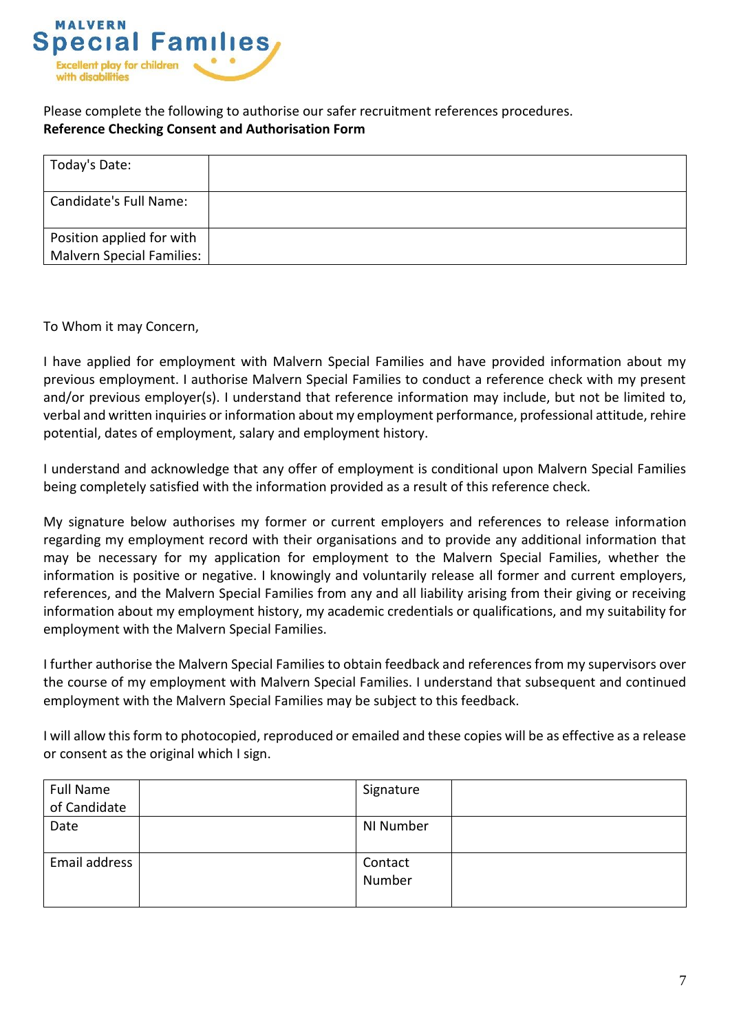MALVERN
Special Families
Excellent play for children with disabilities

Please complete the following to authorise our safer recruitment references procedures.
**Reference Checking Consent and Authorisation Form**

| | |
|---|---|
| Today's Date: | |
| Candidate's Full Name: | |
| Position applied for with Malvern Special Families: | |

To Whom it may Concern,

I have applied for employment with Malvern Special Families and have provided information about my previous employment. I authorise Malvern Special Families to conduct a reference check with my present and/or previous employer(s). I understand that reference information may include, but not be limited to, verbal and written inquiries or information about my employment performance, professional attitude, rehire potential, dates of employment, salary and employment history.

I understand and acknowledge that any offer of employment is conditional upon Malvern Special Families being completely satisfied with the information provided as a result of this reference check.

My signature below authorises my former or current employers and references to release information regarding my employment record with their organisations and to provide any additional information that may be necessary for my application for employment to the Malvern Special Families, whether the information is positive or negative. I knowingly and voluntarily release all former and current employers, references, and the Malvern Special Families from any and all liability arising from their giving or receiving information about my employment history, my academic credentials or qualifications, and my suitability for employment with the Malvern Special Families.

I further authorise the Malvern Special Families to obtain feedback and references from my supervisors over the course of my employment with Malvern Special Families. I understand that subsequent and continued employment with the Malvern Special Families may be subject to this feedback.

I will allow this form to photocopied, reproduced or emailed and these copies will be as effective as a release or consent as the original which I sign.

| | | | |
|---|---|---|---|
| Full Name of Candidate | | Signature | |
| Date | | NI Number | |
| Email address | | Contact Number | |